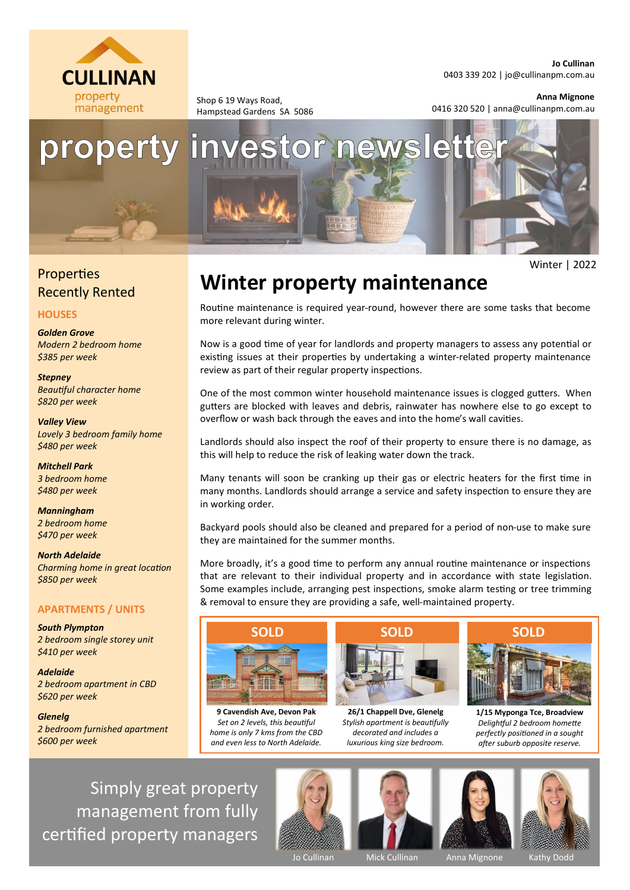CULLINAN property management

Shop 6 19 Ways Road,
Hampstead Gardens SA 5086

**Jo Cullinan**
0403 339 202 | jo@cullinanpm.com.au

**Anna Mignone**
0416 320 520 | anna@cullinanpm.com.au

# property investor newsletter

Winter | 2022

## Winter property maintenance

Routine maintenance is required year-round, however there are some tasks that become more relevant during winter.

Now is a good time of year for landlords and property managers to assess any potential or existing issues at their properties by undertaking a winter-related property maintenance review as part of their regular property inspections.

One of the most common winter household maintenance issues is clogged gutters. When gutters are blocked with leaves and debris, rainwater has nowhere else to go except to overflow or wash back through the eaves and into the home's wall cavities.

Landlords should also inspect the roof of their property to ensure there is no damage, as this will help to reduce the risk of leaking water down the track.

Many tenants will soon be cranking up their gas or electric heaters for the first time in many months. Landlords should arrange a service and safety inspection to ensure they are in working order.

Backyard pools should also be cleaned and prepared for a period of non-use to make sure they are maintained for the summer months.

More broadly, it's a good time to perform any annual routine maintenance or inspections that are relevant to their individual property and in accordance with state legislation. Some examples include, arranging pest inspections, smoke alarm testing or tree trimming & removal to ensure they are providing a safe, well-maintained property.

**SOLD**

**9 Cavendish Ave, Devon Pak**
*Set on 2 levels, this beautiful home is only 7 kms from the CBD and even less to North Adelaide.*

**SOLD**

**26/1 Chappell Dve, Glenelg**
*Stylish apartment is beautifully decorated and includes a luxurious king size bedroom.*

**SOLD**

**1/15 Myponga Tce, Broadview**
*Delightful 2 bedroom homette perfectly positioned in a sought after suburb opposite reserve.*

## Properties Recently Rented

### HOUSES

***Golden Grove***
*Modern 2 bedroom home*
*$385 per week*

***Stepney***
*Beautiful character home*
*$820 per week*

***Valley View***
*Lovely 3 bedroom family home*
*$480 per week*

***Mitchell Park***
*3 bedroom home*
*$480 per week*

***Manningham***
*2 bedroom home*
*$470 per week*

***North Adelaide***
*Charming home in great location*
*$850 per week*

### APARTMENTS / UNITS

***South Plympton***
*2 bedroom single storey unit*
*$410 per week*

***Adelaide***
*2 bedroom apartment in CBD*
*$620 per week*

***Glenelg***
*2 bedroom furnished apartment*
*$600 per week*

Simply great property management from fully certified property managers

Jo Cullinan | Mick Cullinan | Anna Mignone | Kathy Dodd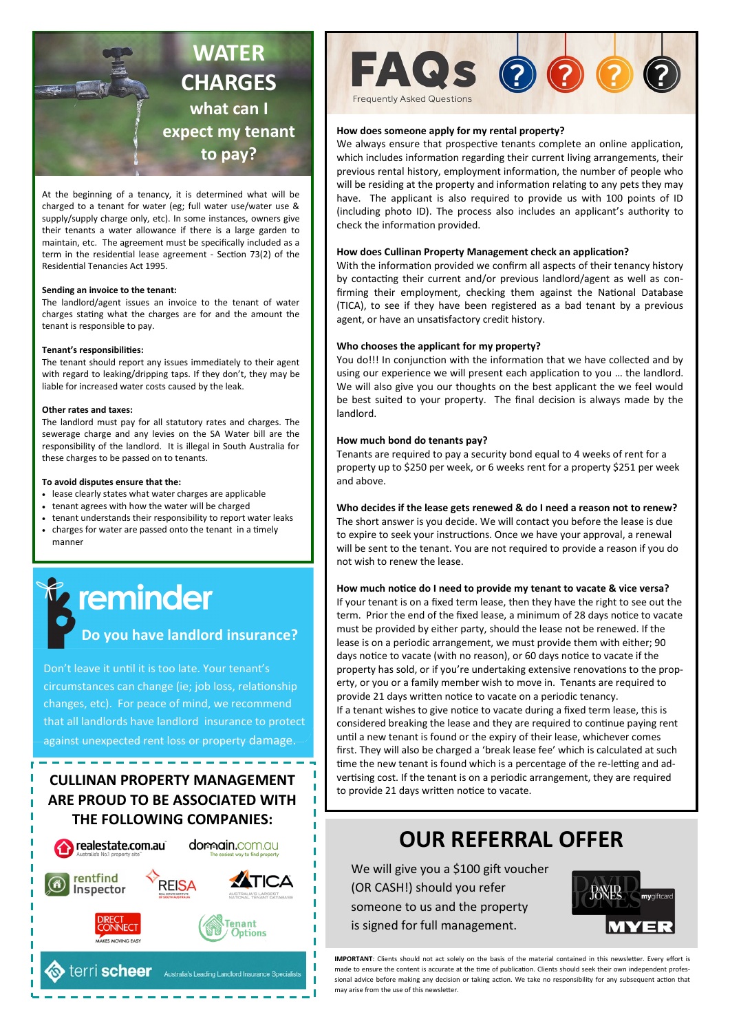# WATER CHARGES

## what can I expect my tenant to pay?

At the beginning of a tenancy, it is determined what will be charged to a tenant for water (eg; full water use/water use & supply/supply charge only, etc). In some instances, owners give their tenants a water allowance if there is a large garden to maintain, etc. The agreement must be specifically included as a term in the residential lease agreement - Section 73(2) of the Residential Tenancies Act 1995.

**Sending an invoice to the tenant:**
The landlord/agent issues an invoice to the tenant of water charges stating what the charges are for and the amount the tenant is responsible to pay.

**Tenant's responsibilities:**
The tenant should report any issues immediately to their agent with regard to leaking/dripping taps. If they don't, they may be liable for increased water costs caused by the leak.

**Other rates and taxes:**
The landlord must pay for all statutory rates and charges. The sewerage charge and any levies on the SA Water bill are the responsibility of the landlord. It is illegal in South Australia for these charges to be passed on to tenants.

**To avoid disputes ensure that the:**

- lease clearly states what water charges are applicable
- tenant agrees with how the water will be charged
- tenant understands their responsibility to report water leaks
- charges for water are passed onto the tenant in a timely manner

## reminder

### Do you have landlord insurance?

Don't leave it until it is too late. Your tenant's circumstances can change (ie; job loss, relationship changes, etc). For peace of mind, we recommend that all landlords have landlord insurance to protect against unexpected rent loss or property damage.

## CULLINAN PROPERTY MANAGEMENT ARE PROUD TO BE ASSOCIATED WITH THE FOLLOWING COMPANIES:

realestate.com.au — Australia's No.1 property site
domain.com.au — The easiest way to find property
rentfind Inspector
REISA — Real Estate Institute of South Australia
TICA — Australia's Largest National Tenant Database
DIRECT CONNECT — Makes moving easy
Tenant Options
terri scheer — Australia's Leading Landlord Insurance Specialists

# FAQs

Frequently Asked Questions

**How does someone apply for my rental property?**
We always ensure that prospective tenants complete an online application, which includes information regarding their current living arrangements, their previous rental history, employment information, the number of people who will be residing at the property and information relating to any pets they may have. The applicant is also required to provide us with 100 points of ID (including photo ID). The process also includes an applicant's authority to check the information provided.

**How does Cullinan Property Management check an application?**
With the information provided we confirm all aspects of their tenancy history by contacting their current and/or previous landlord/agent as well as confirming their employment, checking them against the National Database (TICA), to see if they have been registered as a bad tenant by a previous agent, or have an unsatisfactory credit history.

**Who chooses the applicant for my property?**
You do!!! In conjunction with the information that we have collected and by using our experience we will present each application to you … the landlord. We will also give you our thoughts on the best applicant the we feel would be best suited to your property. The final decision is always made by the landlord.

**How much bond do tenants pay?**
Tenants are required to pay a security bond equal to 4 weeks of rent for a property up to $250 per week, or 6 weeks rent for a property $251 per week and above.

**Who decides if the lease gets renewed & do I need a reason not to renew?**
The short answer is you decide. We will contact you before the lease is due to expire to seek your instructions. Once we have your approval, a renewal will be sent to the tenant. You are not required to provide a reason if you do not wish to renew the lease.

**How much notice do I need to provide my tenant to vacate & vice versa?**
If your tenant is on a fixed term lease, then they have the right to see out the term. Prior the end of the fixed lease, a minimum of 28 days notice to vacate must be provided by either party, should the lease not be renewed. If the lease is on a periodic arrangement, we must provide them with either; 90 days notice to vacate (with no reason), or 60 days notice to vacate if the property has sold, or if you're undertaking extensive renovations to the property, or you or a family member wish to move in. Tenants are required to provide 21 days written notice to vacate on a periodic tenancy.
If a tenant wishes to give notice to vacate during a fixed term lease, this is considered breaking the lease and they are required to continue paying rent until a new tenant is found or the expiry of their lease, whichever comes first. They will also be charged a 'break lease fee' which is calculated at such time the new tenant is found which is a percentage of the re-letting and advertising cost. If the tenant is on a periodic arrangement, they are required to provide 21 days written notice to vacate.

# OUR REFERRAL OFFER

We will give you a $100 gift voucher (OR CASH!) should you refer someone to us and the property is signed for full management.

DAVID JONES mygiftcard MYER

**IMPORTANT**: Clients should not act solely on the basis of the material contained in this newsletter. Every effort is made to ensure the content is accurate at the time of publication. Clients should seek their own independent professional advice before making any decision or taking action. We take no responsibility for any subsequent action that may arise from the use of this newsletter.